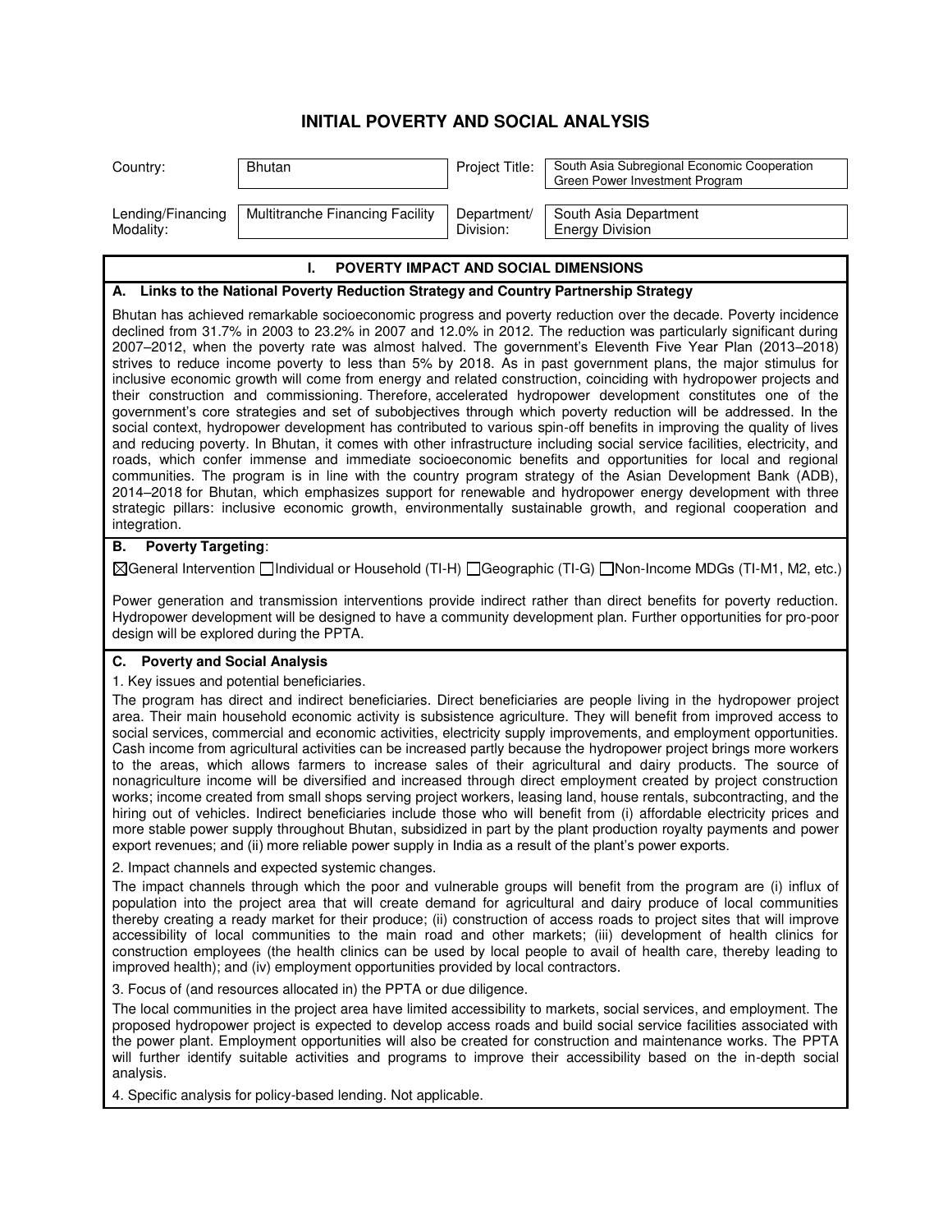# INITIAL POVERTY AND SOCIAL ANALYSIS

| Country: | Bhutan | Project Title: | South Asia Subregional Economic Cooperation Green Power Investment Program |
|---|---|---|---|
| Lending/Financing Modality: | Multitranche Financing Facility | Department/ Division: | South Asia Department Energy Division |

## I. POVERTY IMPACT AND SOCIAL DIMENSIONS

### A. Links to the National Poverty Reduction Strategy and Country Partnership Strategy

Bhutan has achieved remarkable socioeconomic progress and poverty reduction over the decade. Poverty incidence declined from 31.7% in 2003 to 23.2% in 2007 and 12.0% in 2012. The reduction was particularly significant during 2007–2012, when the poverty rate was almost halved. The government's Eleventh Five Year Plan (2013–2018) strives to reduce income poverty to less than 5% by 2018. As in past government plans, the major stimulus for inclusive economic growth will come from energy and related construction, coinciding with hydropower projects and their construction and commissioning. Therefore, accelerated hydropower development constitutes one of the government's core strategies and set of subobjectives through which poverty reduction will be addressed. In the social context, hydropower development has contributed to various spin-off benefits in improving the quality of lives and reducing poverty. In Bhutan, it comes with other infrastructure including social service facilities, electricity, and roads, which confer immense and immediate socioeconomic benefits and opportunities for local and regional communities. The program is in line with the country program strategy of the Asian Development Bank (ADB), 2014–2018 for Bhutan, which emphasizes support for renewable and hydropower energy development with three strategic pillars: inclusive economic growth, environmentally sustainable growth, and regional cooperation and integration.

### B. Poverty Targeting:

☒General Intervention ☐Individual or Household (TI-H) ☐Geographic (TI-G) ☐Non-Income MDGs (TI-M1, M2, etc.)

Power generation and transmission interventions provide indirect rather than direct benefits for poverty reduction. Hydropower development will be designed to have a community development plan. Further opportunities for pro-poor design will be explored during the PPTA.

### C. Poverty and Social Analysis

1. Key issues and potential beneficiaries.

The program has direct and indirect beneficiaries. Direct beneficiaries are people living in the hydropower project area. Their main household economic activity is subsistence agriculture. They will benefit from improved access to social services, commercial and economic activities, electricity supply improvements, and employment opportunities. Cash income from agricultural activities can be increased partly because the hydropower project brings more workers to the areas, which allows farmers to increase sales of their agricultural and dairy products. The source of nonagriculture income will be diversified and increased through direct employment created by project construction works; income created from small shops serving project workers, leasing land, house rentals, subcontracting, and the hiring out of vehicles. Indirect beneficiaries include those who will benefit from (i) affordable electricity prices and more stable power supply throughout Bhutan, subsidized in part by the plant production royalty payments and power export revenues; and (ii) more reliable power supply in India as a result of the plant's power exports.

2. Impact channels and expected systemic changes.

The impact channels through which the poor and vulnerable groups will benefit from the program are (i) influx of population into the project area that will create demand for agricultural and dairy produce of local communities thereby creating a ready market for their produce; (ii) construction of access roads to project sites that will improve accessibility of local communities to the main road and other markets; (iii) development of health clinics for construction employees (the health clinics can be used by local people to avail of health care, thereby leading to improved health); and (iv) employment opportunities provided by local contractors.

3. Focus of (and resources allocated in) the PPTA or due diligence.

The local communities in the project area have limited accessibility to markets, social services, and employment. The proposed hydropower project is expected to develop access roads and build social service facilities associated with the power plant. Employment opportunities will also be created for construction and maintenance works. The PPTA will further identify suitable activities and programs to improve their accessibility based on the in-depth social analysis.

4. Specific analysis for policy-based lending. Not applicable.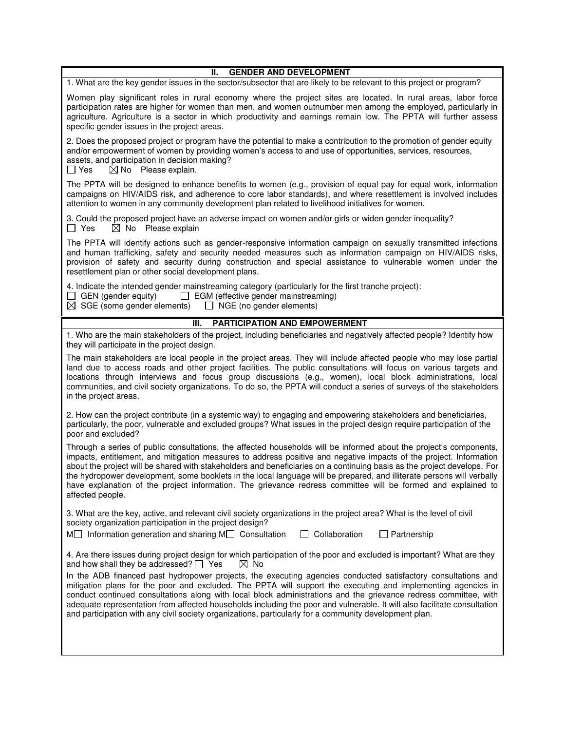## II. GENDER AND DEVELOPMENT

1. What are the key gender issues in the sector/subsector that are likely to be relevant to this project or program?

Women play significant roles in rural economy where the project sites are located. In rural areas, labor force participation rates are higher for women than men, and women outnumber men among the employed, particularly in agriculture. Agriculture is a sector in which productivity and earnings remain low. The PPTA will further assess specific gender issues in the project areas.

2. Does the proposed project or program have the potential to make a contribution to the promotion of gender equity and/or empowerment of women by providing women's access to and use of opportunities, services, resources, assets, and participation in decision making?
☐ Yes ☒ No Please explain.

The PPTA will be designed to enhance benefits to women (e.g., provision of equal pay for equal work, information campaigns on HIV/AIDS risk, and adherence to core labor standards), and where resettlement is involved includes attention to women in any community development plan related to livelihood initiatives for women.

3. Could the proposed project have an adverse impact on women and/or girls or widen gender inequality?
☐ Yes ☒ No Please explain

The PPTA will identify actions such as gender-responsive information campaign on sexually transmitted infections and human trafficking, safety and security needed measures such as information campaign on HIV/AIDS risks, provision of safety and security during construction and special assistance to vulnerable women under the resettlement plan or other social development plans.

4. Indicate the intended gender mainstreaming category (particularly for the first tranche project):
☐ GEN (gender equity) ☐ EGM (effective gender mainstreaming)
☒ SGE (some gender elements) ☐ NGE (no gender elements)

## III. PARTICIPATION AND EMPOWERMENT

1. Who are the main stakeholders of the project, including beneficiaries and negatively affected people? Identify how they will participate in the project design.

The main stakeholders are local people in the project areas. They will include affected people who may lose partial land due to access roads and other project facilities. The public consultations will focus on various targets and locations through interviews and focus group discussions (e.g., women), local block administrations, local communities, and civil society organizations. To do so, the PPTA will conduct a series of surveys of the stakeholders in the project areas.

2. How can the project contribute (in a systemic way) to engaging and empowering stakeholders and beneficiaries, particularly, the poor, vulnerable and excluded groups? What issues in the project design require participation of the poor and excluded?

Through a series of public consultations, the affected households will be informed about the project's components, impacts, entitlement, and mitigation measures to address positive and negative impacts of the project. Information about the project will be shared with stakeholders and beneficiaries on a continuing basis as the project develops. For the hydropower development, some booklets in the local language will be prepared, and illiterate persons will verbally have explanation of the project information. The grievance redress committee will be formed and explained to affected people.

3. What are the key, active, and relevant civil society organizations in the project area? What is the level of civil society organization participation in the project design?
M☐ Information generation and sharing M☐ Consultation ☐ Collaboration ☐ Partnership

4. Are there issues during project design for which participation of the poor and excluded is important? What are they and how shall they be addressed? ☐ Yes ☒ No

In the ADB financed past hydropower projects, the executing agencies conducted satisfactory consultations and mitigation plans for the poor and excluded. The PPTA will support the executing and implementing agencies in conduct continued consultations along with local block administrations and the grievance redress committee, with adequate representation from affected households including the poor and vulnerable. It will also facilitate consultation and participation with any civil society organizations, particularly for a community development plan.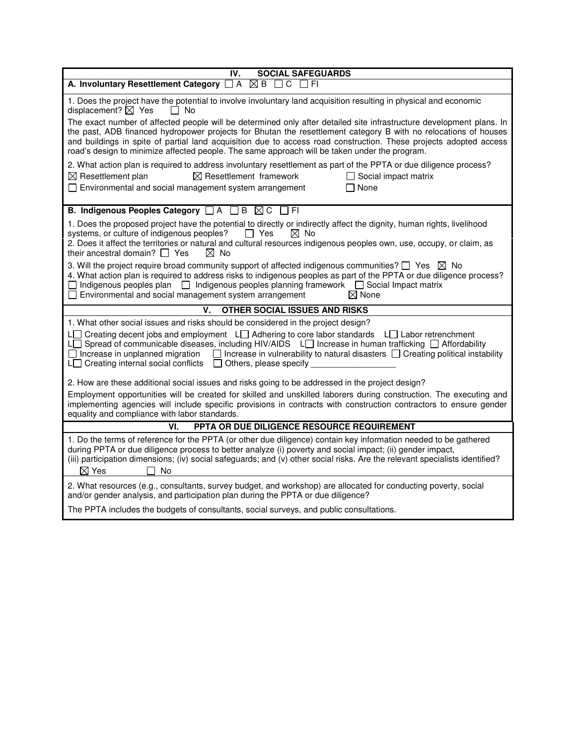## IV. SOCIAL SAFEGUARDS

**A. Involuntary Resettlement Category** ☐ A ☒ B ☐ C ☐ FI

1. Does the project have the potential to involve involuntary land acquisition resulting in physical and economic displacement? ☒ Yes ☐ No

The exact number of affected people will be determined only after detailed site infrastructure development plans. In the past, ADB financed hydropower projects for Bhutan the resettlement category B with no relocations of houses and buildings in spite of partial land acquisition due to access road construction. These projects adopted access road's design to minimize affected people. The same approach will be taken under the program.

2. What action plan is required to address involuntary resettlement as part of the PPTA or due diligence process?

☒ Resettlement plan ☒ Resettlement framework ☐ Social impact matrix
☐ Environmental and social management system arrangement ☐ None

**B. Indigenous Peoples Category** ☐ A ☐ B ☒ C ☐ FI

1. Does the proposed project have the potential to directly or indirectly affect the dignity, human rights, livelihood systems, or culture of indigenous peoples? ☐ Yes ☒ No
2. Does it affect the territories or natural and cultural resources indigenous peoples own, use, occupy, or claim, as their ancestral domain? ☐ Yes ☒ No
3. Will the project require broad community support of affected indigenous communities? ☐ Yes ☒ No
4. What action plan is required to address risks to indigenous peoples as part of the PPTA or due diligence process?
☐ Indigenous peoples plan ☐ Indigenous peoples planning framework ☐ Social Impact matrix
☐ Environmental and social management system arrangement ☒ None

## V. OTHER SOCIAL ISSUES AND RISKS

1. What other social issues and risks should be considered in the project design?

L☐ Creating decent jobs and employment L☐ Adhering to core labor standards L☐ Labor retrenchment
L☐ Spread of communicable diseases, including HIV/AIDS L☐ Increase in human trafficking ☐ Affordability
☐ Increase in unplanned migration ☐ Increase in vulnerability to natural disasters ☐ Creating political instability
L☐ Creating internal social conflicts ☐ Others, please specify ________________

2. How are these additional social issues and risks going to be addressed in the project design?

Employment opportunities will be created for skilled and unskilled laborers during construction. The executing and implementing agencies will include specific provisions in contracts with construction contractors to ensure gender equality and compliance with labor standards.

## VI. PPTA OR DUE DILIGENCE RESOURCE REQUIREMENT

1. Do the terms of reference for the PPTA (or other due diligence) contain key information needed to be gathered during PPTA or due diligence process to better analyze (i) poverty and social impact; (ii) gender impact, (iii) participation dimensions; (iv) social safeguards; and (v) other social risks. Are the relevant specialists identified?
☒ Yes ☐ No

2. What resources (e.g., consultants, survey budget, and workshop) are allocated for conducting poverty, social and/or gender analysis, and participation plan during the PPTA or due diligence?

The PPTA includes the budgets of consultants, social surveys, and public consultations.